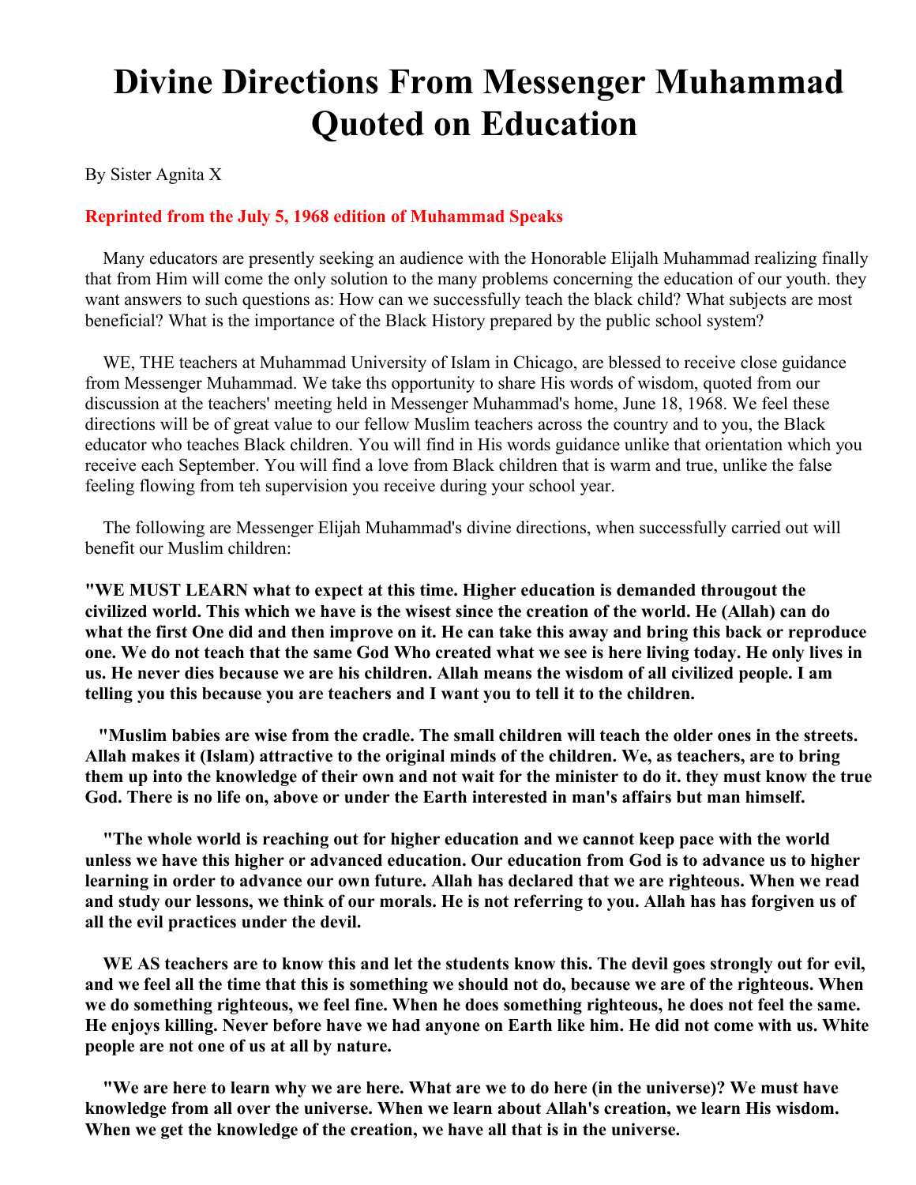# Divine Directions From Messenger Muhammad Quoted on Education

By Sister Agnita X

**Reprinted from the July 5, 1968 edition of Muhammad Speaks**

Many educators are presently seeking an audience with the Honorable Elijalh Muhammad realizing finally that from Him will come the only solution to the many problems concerning the education of our youth. they want answers to such questions as: How can we successfully teach the black child? What subjects are most beneficial? What is the importance of the Black History prepared by the public school system?

WE, THE teachers at Muhammad University of Islam in Chicago, are blessed to receive close guidance from Messenger Muhammad. We take ths opportunity to share His words of wisdom, quoted from our discussion at the teachers' meeting held in Messenger Muhammad's home, June 18, 1968. We feel these directions will be of great value to our fellow Muslim teachers across the country and to you, the Black educator who teaches Black children. You will find in His words guidance unlike that orientation which you receive each September. You will find a love from Black children that is warm and true, unlike the false feeling flowing from teh supervision you receive during your school year.

The following are Messenger Elijah Muhammad's divine directions, when successfully carried out will benefit our Muslim children:

**"WE MUST LEARN what to expect at this time. Higher education is demanded througout the civilized world. This which we have is the wisest since the creation of the world. He (Allah) can do what the first One did and then improve on it. He can take this away and bring this back or reproduce one. We do not teach that the same God Who created what we see is here living today. He only lives in us. He never dies because we are his children. Allah means the wisdom of all civilized people. I am telling you this because you are teachers and I want you to tell it to the children.**

**"Muslim babies are wise from the cradle. The small children will teach the older ones in the streets. Allah makes it (Islam) attractive to the original minds of the children. We, as teachers, are to bring them up into the knowledge of their own and not wait for the minister to do it. they must know the true God. There is no life on, above or under the Earth interested in man's affairs but man himself.**

**"The whole world is reaching out for higher education and we cannot keep pace with the world unless we have this higher or advanced education. Our education from God is to advance us to higher learning in order to advance our own future. Allah has declared that we are righteous. When we read and study our lessons, we think of our morals. He is not referring to you. Allah has has forgiven us of all the evil practices under the devil.**

**WE AS teachers are to know this and let the students know this. The devil goes strongly out for evil, and we feel all the time that this is something we should not do, because we are of the righteous. When we do something righteous, we feel fine. When he does something righteous, he does not feel the same. He enjoys killing. Never before have we had anyone on Earth like him. He did not come with us. White people are not one of us at all by nature.**

**"We are here to learn why we are here. What are we to do here (in the universe)? We must have knowledge from all over the universe. When we learn about Allah's creation, we learn His wisdom. When we get the knowledge of the creation, we have all that is in the universe.**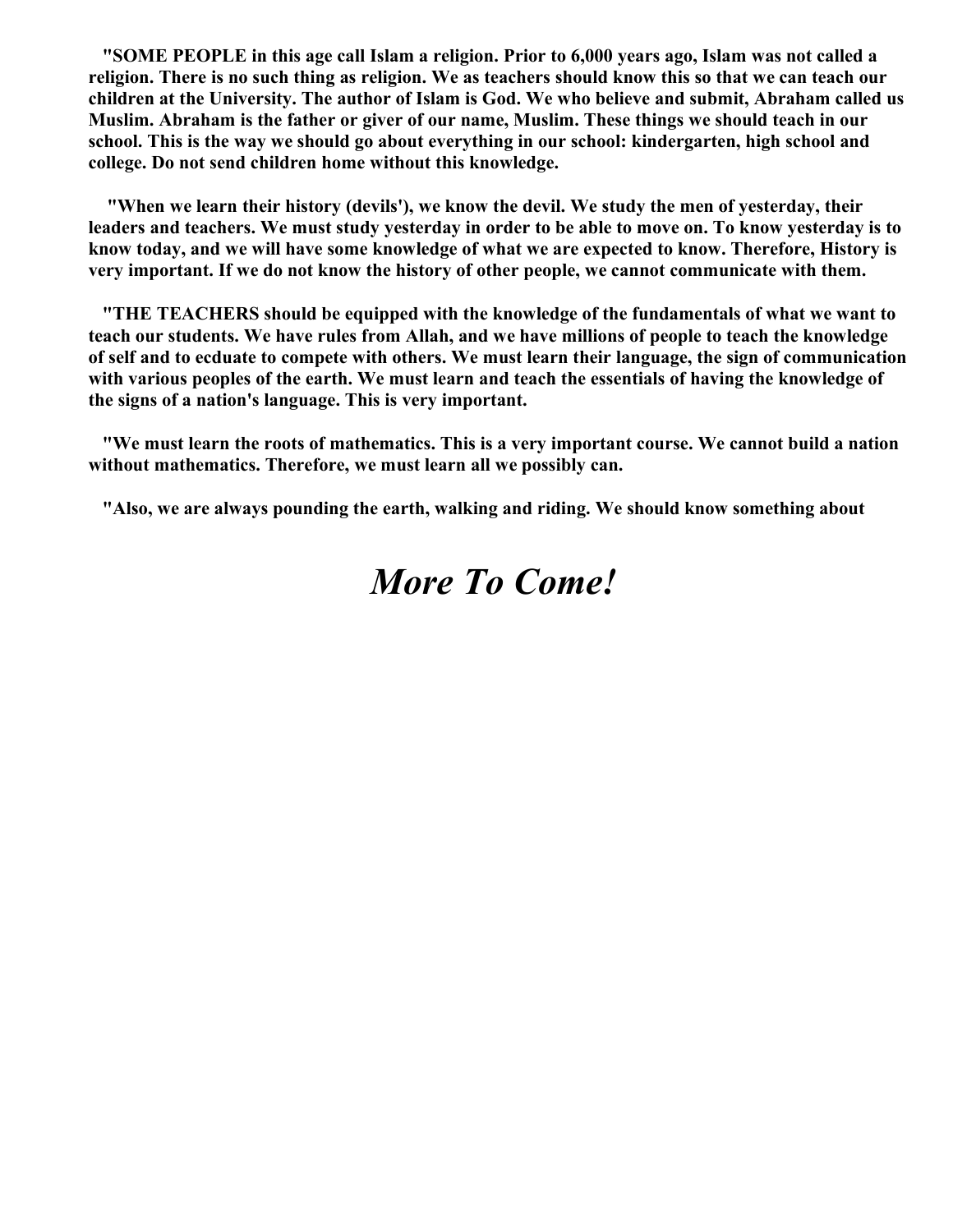**"SOME PEOPLE in this age call Islam a religion. Prior to 6,000 years ago, Islam was not called a religion. There is no such thing as religion. We as teachers should know this so that we can teach our children at the University. The author of Islam is God. We who believe and submit, Abraham called us Muslim. Abraham is the father or giver of our name, Muslim. These things we should teach in our school. This is the way we should go about everything in our school: kindergarten, high school and college. Do not send children home without this knowledge.**

**"When we learn their history (devils'), we know the devil. We study the men of yesterday, their leaders and teachers. We must study yesterday in order to be able to move on. To know yesterday is to know today, and we will have some knowledge of what we are expected to know. Therefore, History is very important. If we do not know the history of other people, we cannot communicate with them.**

**"THE TEACHERS should be equipped with the knowledge of the fundamentals of what we want to teach our students. We have rules from Allah, and we have millions of people to teach the knowledge of self and to ecduate to compete with others. We must learn their language, the sign of communication with various peoples of the earth. We must learn and teach the essentials of having the knowledge of the signs of a nation's language. This is very important.**

**"We must learn the roots of mathematics. This is a very important course. We cannot build a nation without mathematics. Therefore, we must learn all we possibly can.**

**"Also, we are always pounding the earth, walking and riding. We should know something about**

# ***More To Come!***